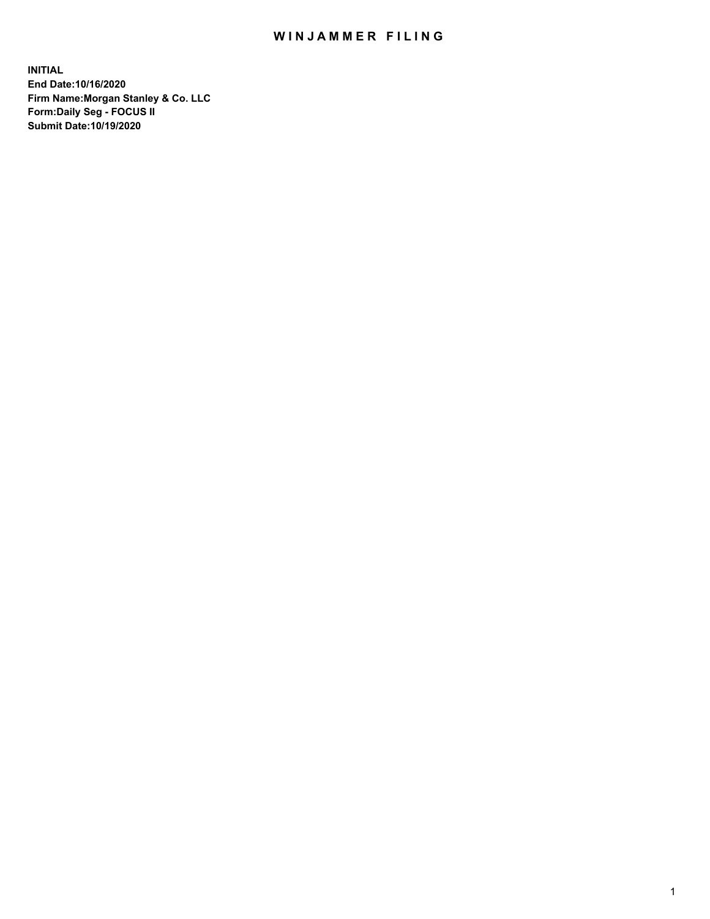# WINJAMMER FILING

**INITIAL**
**End Date:10/16/2020**
**Firm Name:Morgan Stanley & Co. LLC**
**Form:Daily Seg - FOCUS II**
**Submit Date:10/19/2020**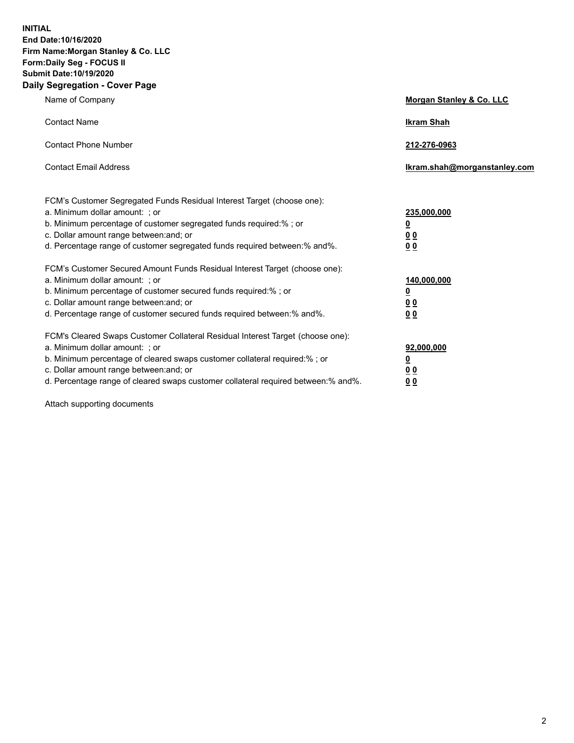**INITIAL**
**End Date:10/16/2020**
**Firm Name:Morgan Stanley & Co. LLC**
**Form:Daily Seg - FOCUS II**
**Submit Date:10/19/2020**
**Daily Segregation - Cover Page**

| | |
|---|---|
| Name of Company | **Morgan Stanley & Co. LLC** |
| Contact Name | **Ikram Shah** |
| Contact Phone Number | **212-276-0963** |
| Contact Email Address | **Ikram.shah@morganstanley.com** |

| | |
|---|---|
| FCM's Customer Segregated Funds Residual Interest Target (choose one): | |
| a. Minimum dollar amount: ; or | **235,000,000** |
| b. Minimum percentage of customer segregated funds required:% ; or | **0** |
| c. Dollar amount range between:and; or | **0 0** |
| d. Percentage range of customer segregated funds required between:% and%. | **0 0** |
| FCM's Customer Secured Amount Funds Residual Interest Target (choose one): | |
| a. Minimum dollar amount: ; or | **140,000,000** |
| b. Minimum percentage of customer secured funds required:% ; or | **0** |
| c. Dollar amount range between:and; or | **0 0** |
| d. Percentage range of customer secured funds required between:% and%. | **0 0** |
| FCM's Cleared Swaps Customer Collateral Residual Interest Target (choose one): | |
| a. Minimum dollar amount: ; or | **92,000,000** |
| b. Minimum percentage of cleared swaps customer collateral required:% ; or | **0** |
| c. Dollar amount range between:and; or | **0 0** |
| d. Percentage range of cleared swaps customer collateral required between:% and%. | **0 0** |

Attach supporting documents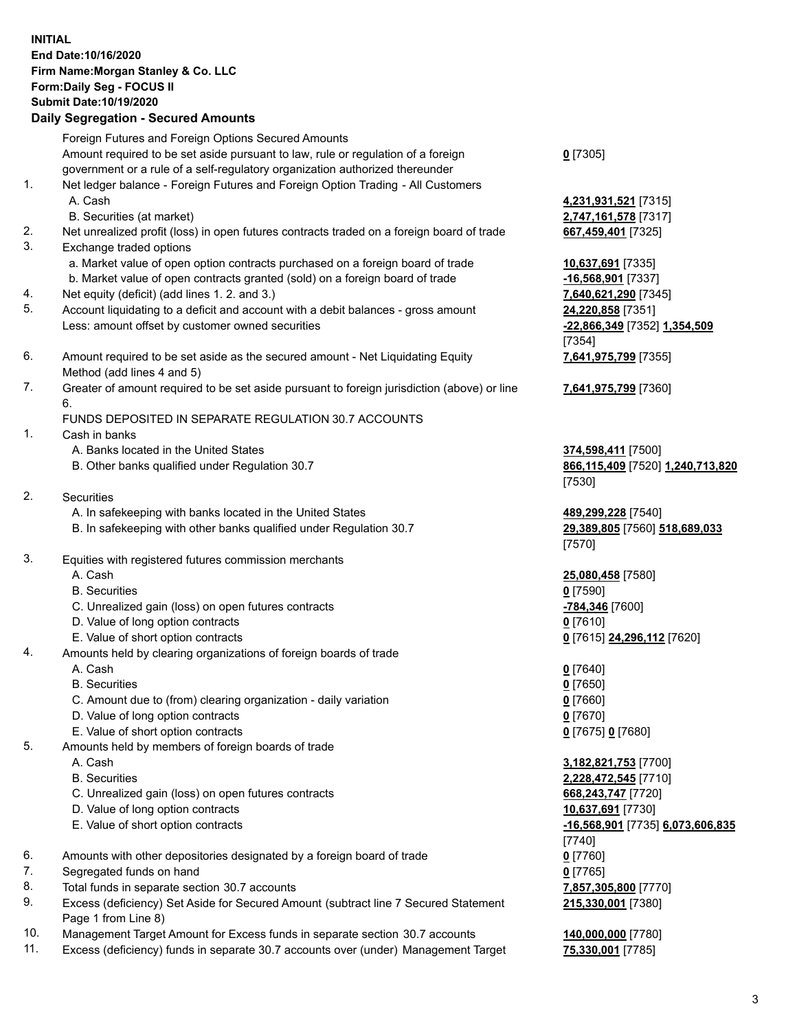**INITIAL**
**End Date:10/16/2020**
**Firm Name:Morgan Stanley & Co. LLC**
**Form:Daily Seg - FOCUS II**
**Submit Date:10/19/2020**

### Daily Segregation - Secured Amounts

| | | |
|---|---|---|
| | Foreign Futures and Foreign Options Secured Amounts | |
| | Amount required to be set aside pursuant to law, rule or regulation of a foreign government or a rule of a self-regulatory organization authorized thereunder | **0** [7305] |
| 1. | Net ledger balance - Foreign Futures and Foreign Option Trading - All Customers | |
| | A. Cash | **4,231,931,521** [7315] |
| | B. Securities (at market) | **2,747,161,578** [7317] |
| 2. | Net unrealized profit (loss) in open futures contracts traded on a foreign board of trade | **667,459,401** [7325] |
| 3. | Exchange traded options | |
| | a. Market value of open option contracts purchased on a foreign board of trade | **10,637,691** [7335] |
| | b. Market value of open contracts granted (sold) on a foreign board of trade | **-16,568,901** [7337] |
| 4. | Net equity (deficit) (add lines 1. 2. and 3.) | **7,640,621,290** [7345] |
| 5. | Account liquidating to a deficit and account with a debit balances - gross amount | **24,220,858** [7351] |
| | Less: amount offset by customer owned securities | **-22,866,349** [7352] **1,354,509** [7354] |
| 6. | Amount required to be set aside as the secured amount - Net Liquidating Equity Method (add lines 4 and 5) | **7,641,975,799** [7355] |
| 7. | Greater of amount required to be set aside pursuant to foreign jurisdiction (above) or line 6. | **7,641,975,799** [7360] |
| | FUNDS DEPOSITED IN SEPARATE REGULATION 30.7 ACCOUNTS | |
| 1. | Cash in banks | |
| | A. Banks located in the United States | **374,598,411** [7500] |
| | B. Other banks qualified under Regulation 30.7 | **866,115,409** [7520] **1,240,713,820** [7530] |
| 2. | Securities | |
| | A. In safekeeping with banks located in the United States | **489,299,228** [7540] |
| | B. In safekeeping with other banks qualified under Regulation 30.7 | **29,389,805** [7560] **518,689,033** [7570] |
| 3. | Equities with registered futures commission merchants | |
| | A. Cash | **25,080,458** [7580] |
| | B. Securities | **0** [7590] |
| | C. Unrealized gain (loss) on open futures contracts | **-784,346** [7600] |
| | D. Value of long option contracts | **0** [7610] |
| | E. Value of short option contracts | **0** [7615] **24,296,112** [7620] |
| 4. | Amounts held by clearing organizations of foreign boards of trade | |
| | A. Cash | **0** [7640] |
| | B. Securities | **0** [7650] |
| | C. Amount due to (from) clearing organization - daily variation | **0** [7660] |
| | D. Value of long option contracts | **0** [7670] |
| | E. Value of short option contracts | **0** [7675] **0** [7680] |
| 5. | Amounts held by members of foreign boards of trade | |
| | A. Cash | **3,182,821,753** [7700] |
| | B. Securities | **2,228,472,545** [7710] |
| | C. Unrealized gain (loss) on open futures contracts | **668,243,747** [7720] |
| | D. Value of long option contracts | **10,637,691** [7730] |
| | E. Value of short option contracts | **-16,568,901** [7735] **6,073,606,835** [7740] |
| 6. | Amounts with other depositories designated by a foreign board of trade | **0** [7760] |
| 7. | Segregated funds on hand | **0** [7765] |
| 8. | Total funds in separate section 30.7 accounts | **7,857,305,800** [7770] |
| 9. | Excess (deficiency) Set Aside for Secured Amount (subtract line 7 Secured Statement Page 1 from Line 8) | **215,330,001** [7380] |
| 10. | Management Target Amount for Excess funds in separate section 30.7 accounts | **140,000,000** [7780] |
| 11. | Excess (deficiency) funds in separate 30.7 accounts over (under) Management Target | **75,330,001** [7785] |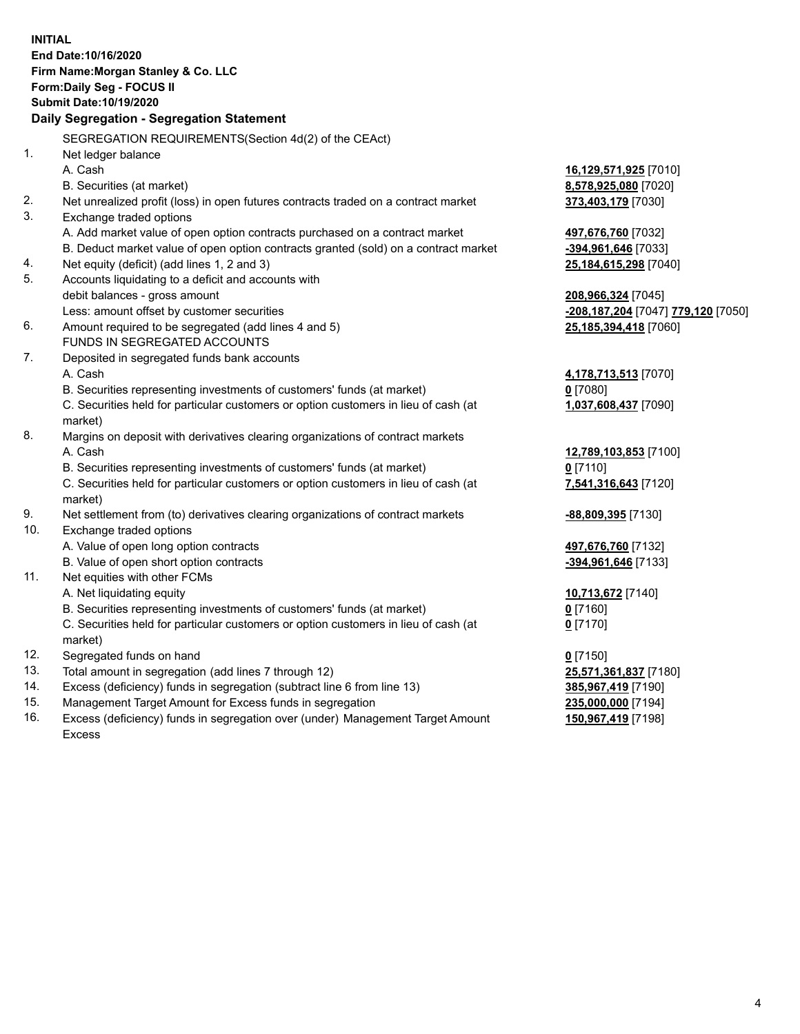**INITIAL**
**End Date:10/16/2020**
**Firm Name:Morgan Stanley & Co. LLC**
**Form:Daily Seg - FOCUS II**
**Submit Date:10/19/2020**

**Daily Segregation - Segregation Statement**

| | | |
|---|---|---|
| | SEGREGATION REQUIREMENTS(Section 4d(2) of the CEAct) | |
| 1. | Net ledger balance | |
| | A. Cash | **16,129,571,925** [7010] |
| | B. Securities (at market) | **8,578,925,080** [7020] |
| 2. | Net unrealized profit (loss) in open futures contracts traded on a contract market | **373,403,179** [7030] |
| 3. | Exchange traded options | |
| | A. Add market value of open option contracts purchased on a contract market | **497,676,760** [7032] |
| | B. Deduct market value of open option contracts granted (sold) on a contract market | **-394,961,646** [7033] |
| 4. | Net equity (deficit) (add lines 1, 2 and 3) | **25,184,615,298** [7040] |
| 5. | Accounts liquidating to a deficit and accounts with debit balances - gross amount | **208,966,324** [7045] |
| | Less: amount offset by customer securities | **-208,187,204** [7047] **779,120** [7050] |
| 6. | Amount required to be segregated (add lines 4 and 5) | **25,185,394,418** [7060] |
| | FUNDS IN SEGREGATED ACCOUNTS | |
| 7. | Deposited in segregated funds bank accounts | |
| | A. Cash | **4,178,713,513** [7070] |
| | B. Securities representing investments of customers' funds (at market) | **0** [7080] |
| | C. Securities held for particular customers or option customers in lieu of cash (at market) | **1,037,608,437** [7090] |
| 8. | Margins on deposit with derivatives clearing organizations of contract markets | |
| | A. Cash | **12,789,103,853** [7100] |
| | B. Securities representing investments of customers' funds (at market) | **0** [7110] |
| | C. Securities held for particular customers or option customers in lieu of cash (at market) | **7,541,316,643** [7120] |
| 9. | Net settlement from (to) derivatives clearing organizations of contract markets | **-88,809,395** [7130] |
| 10. | Exchange traded options | |
| | A. Value of open long option contracts | **497,676,760** [7132] |
| | B. Value of open short option contracts | **-394,961,646** [7133] |
| 11. | Net equities with other FCMs | |
| | A. Net liquidating equity | **10,713,672** [7140] |
| | B. Securities representing investments of customers' funds (at market) | **0** [7160] |
| | C. Securities held for particular customers or option customers in lieu of cash (at market) | **0** [7170] |
| 12. | Segregated funds on hand | **0** [7150] |
| 13. | Total amount in segregation (add lines 7 through 12) | **25,571,361,837** [7180] |
| 14. | Excess (deficiency) funds in segregation (subtract line 6 from line 13) | **385,967,419** [7190] |
| 15. | Management Target Amount for Excess funds in segregation | **235,000,000** [7194] |
| 16. | Excess (deficiency) funds in segregation over (under) Management Target Amount Excess | **150,967,419** [7198] |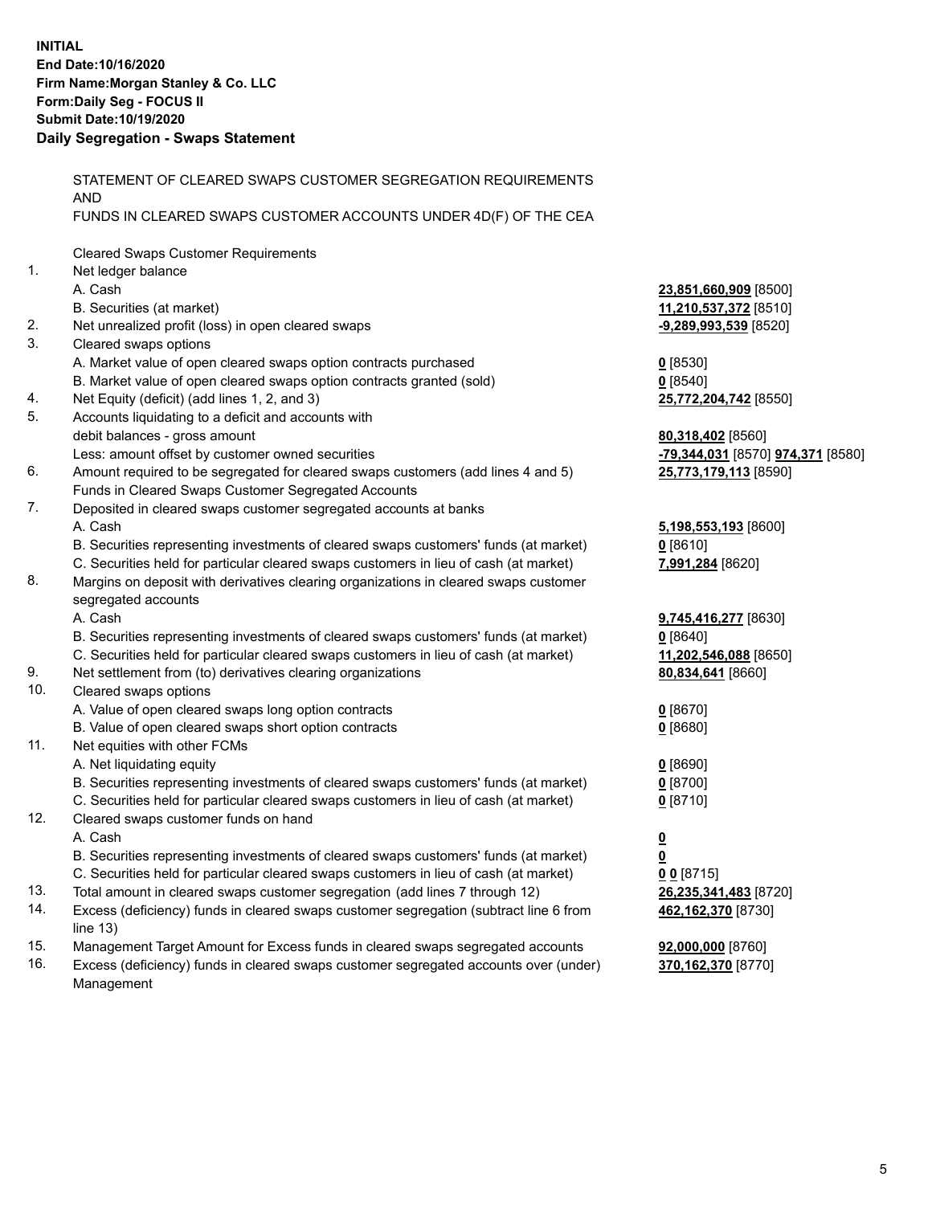**INITIAL**
**End Date:10/16/2020**
**Firm Name:Morgan Stanley & Co. LLC**
**Form:Daily Seg - FOCUS II**
**Submit Date:10/19/2020**
**Daily Segregation - Swaps Statement**

STATEMENT OF CLEARED SWAPS CUSTOMER SEGREGATION REQUIREMENTS AND FUNDS IN CLEARED SWAPS CUSTOMER ACCOUNTS UNDER 4D(F) OF THE CEA

| | | |
|---|---|---|
| | Cleared Swaps Customer Requirements | |
| 1. | Net ledger balance | |
| | A. Cash | **23,851,660,909** [8500] |
| | B. Securities (at market) | **11,210,537,372** [8510] |
| 2. | Net unrealized profit (loss) in open cleared swaps | **-9,289,993,539** [8520] |
| 3. | Cleared swaps options | |
| | A. Market value of open cleared swaps option contracts purchased | **0** [8530] |
| | B. Market value of open cleared swaps option contracts granted (sold) | **0** [8540] |
| 4. | Net Equity (deficit) (add lines 1, 2, and 3) | **25,772,204,742** [8550] |
| 5. | Accounts liquidating to a deficit and accounts with debit balances - gross amount | **80,318,402** [8560] |
| | Less: amount offset by customer owned securities | **-79,344,031** [8570] **974,371** [8580] |
| 6. | Amount required to be segregated for cleared swaps customers (add lines 4 and 5) | **25,773,179,113** [8590] |
| | Funds in Cleared Swaps Customer Segregated Accounts | |
| 7. | Deposited in cleared swaps customer segregated accounts at banks | |
| | A. Cash | **5,198,553,193** [8600] |
| | B. Securities representing investments of cleared swaps customers' funds (at market) | **0** [8610] |
| | C. Securities held for particular cleared swaps customers in lieu of cash (at market) | **7,991,284** [8620] |
| 8. | Margins on deposit with derivatives clearing organizations in cleared swaps customer segregated accounts | |
| | A. Cash | **9,745,416,277** [8630] |
| | B. Securities representing investments of cleared swaps customers' funds (at market) | **0** [8640] |
| | C. Securities held for particular cleared swaps customers in lieu of cash (at market) | **11,202,546,088** [8650] |
| 9. | Net settlement from (to) derivatives clearing organizations | **80,834,641** [8660] |
| 10. | Cleared swaps options | |
| | A. Value of open cleared swaps long option contracts | **0** [8670] |
| | B. Value of open cleared swaps short option contracts | **0** [8680] |
| 11. | Net equities with other FCMs | |
| | A. Net liquidating equity | **0** [8690] |
| | B. Securities representing investments of cleared swaps customers' funds (at market) | **0** [8700] |
| | C. Securities held for particular cleared swaps customers in lieu of cash (at market) | **0** [8710] |
| 12. | Cleared swaps customer funds on hand | |
| | A. Cash | **0** |
| | B. Securities representing investments of cleared swaps customers' funds (at market) | **0** |
| | C. Securities held for particular cleared swaps customers in lieu of cash (at market) | **0** **0** [8715] |
| 13. | Total amount in cleared swaps customer segregation (add lines 7 through 12) | **26,235,341,483** [8720] |
| 14. | Excess (deficiency) funds in cleared swaps customer segregation (subtract line 6 from line 13) | **462,162,370** [8730] |
| 15. | Management Target Amount for Excess funds in cleared swaps segregated accounts | **92,000,000** [8760] |
| 16. | Excess (deficiency) funds in cleared swaps customer segregated accounts over (under) Management | **370,162,370** [8770] |